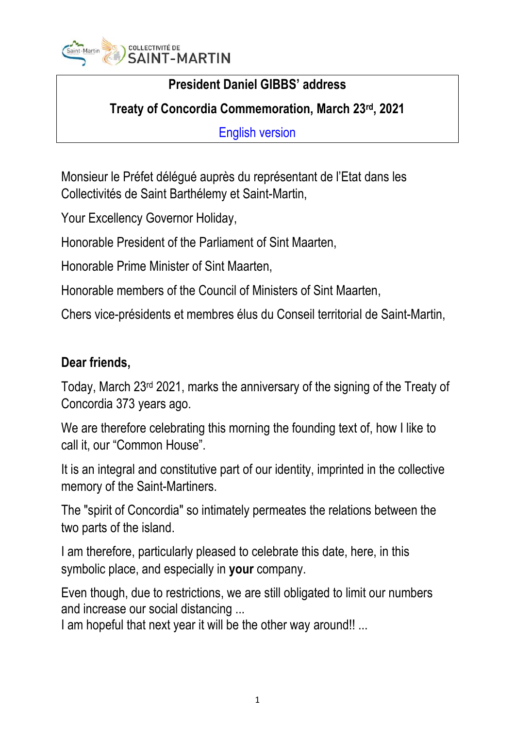**President Daniel GIBBS' address**

**Treaty of Concordia Commemoration, March 23rd, 2021**

English version

Monsieur le Préfet délégué auprès du représentant de l'Etat dans les Collectivités de Saint Barthélemy et Saint-Martin,

Your Excellency Governor Holiday,

Honorable President of the Parliament of Sint Maarten,

Honorable Prime Minister of Sint Maarten,

Honorable members of the Council of Ministers of Sint Maarten,

Chers vice-présidents et membres élus du Conseil territorial de Saint-Martin,

**Dear friends,**

Today, March 23rd 2021, marks the anniversary of the signing of the Treaty of Concordia 373 years ago.

We are therefore celebrating this morning the founding text of, how I like to call it, our "Common House".

It is an integral and constitutive part of our identity, imprinted in the collective memory of the Saint-Martiners.

The "spirit of Concordia" so intimately permeates the relations between the two parts of the island.

I am therefore, particularly pleased to celebrate this date, here, in this symbolic place, and especially in **your** company.

Even though, due to restrictions, we are still obligated to limit our numbers and increase our social distancing ...
I am hopeful that next year it will be the other way around!! ...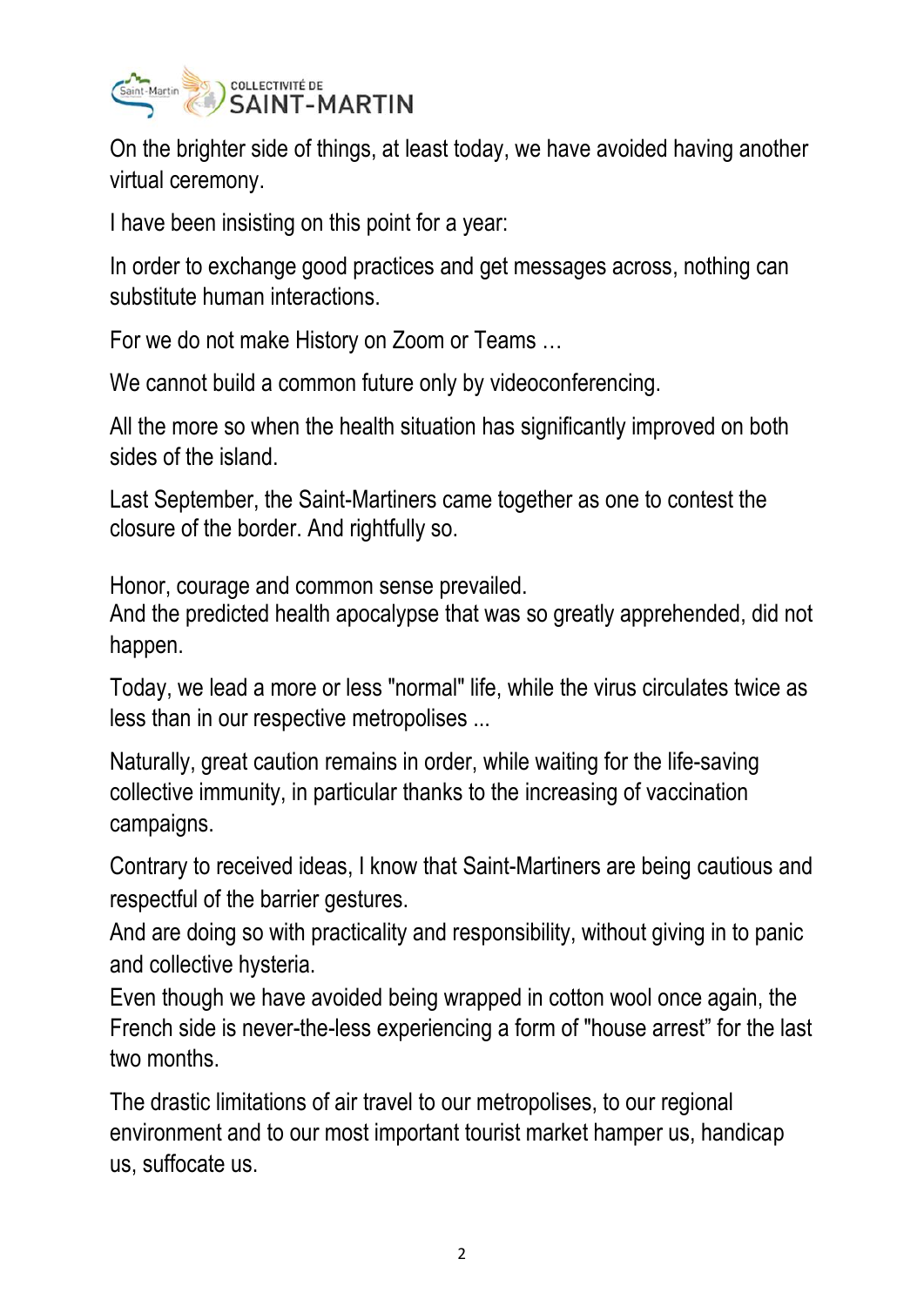On the brighter side of things, at least today, we have avoided having another virtual ceremony.

I have been insisting on this point for a year:

In order to exchange good practices and get messages across, nothing can substitute human interactions.

For we do not make History on Zoom or Teams …

We cannot build a common future only by videoconferencing.

All the more so when the health situation has significantly improved on both sides of the island.

Last September, the Saint-Martiners came together as one to contest the closure of the border. And rightfully so.

Honor, courage and common sense prevailed.
And the predicted health apocalypse that was so greatly apprehended, did not happen.

Today, we lead a more or less "normal" life, while the virus circulates twice as less than in our respective metropolises ...

Naturally, great caution remains in order, while waiting for the life-saving collective immunity, in particular thanks to the increasing of vaccination campaigns.

Contrary to received ideas, I know that Saint-Martiners are being cautious and respectful of the barrier gestures.
And are doing so with practicality and responsibility, without giving in to panic and collective hysteria.
Even though we have avoided being wrapped in cotton wool once again, the French side is never-the-less experiencing a form of "house arrest" for the last two months.

The drastic limitations of air travel to our metropolises, to our regional environment and to our most important tourist market hamper us, handicap us, suffocate us.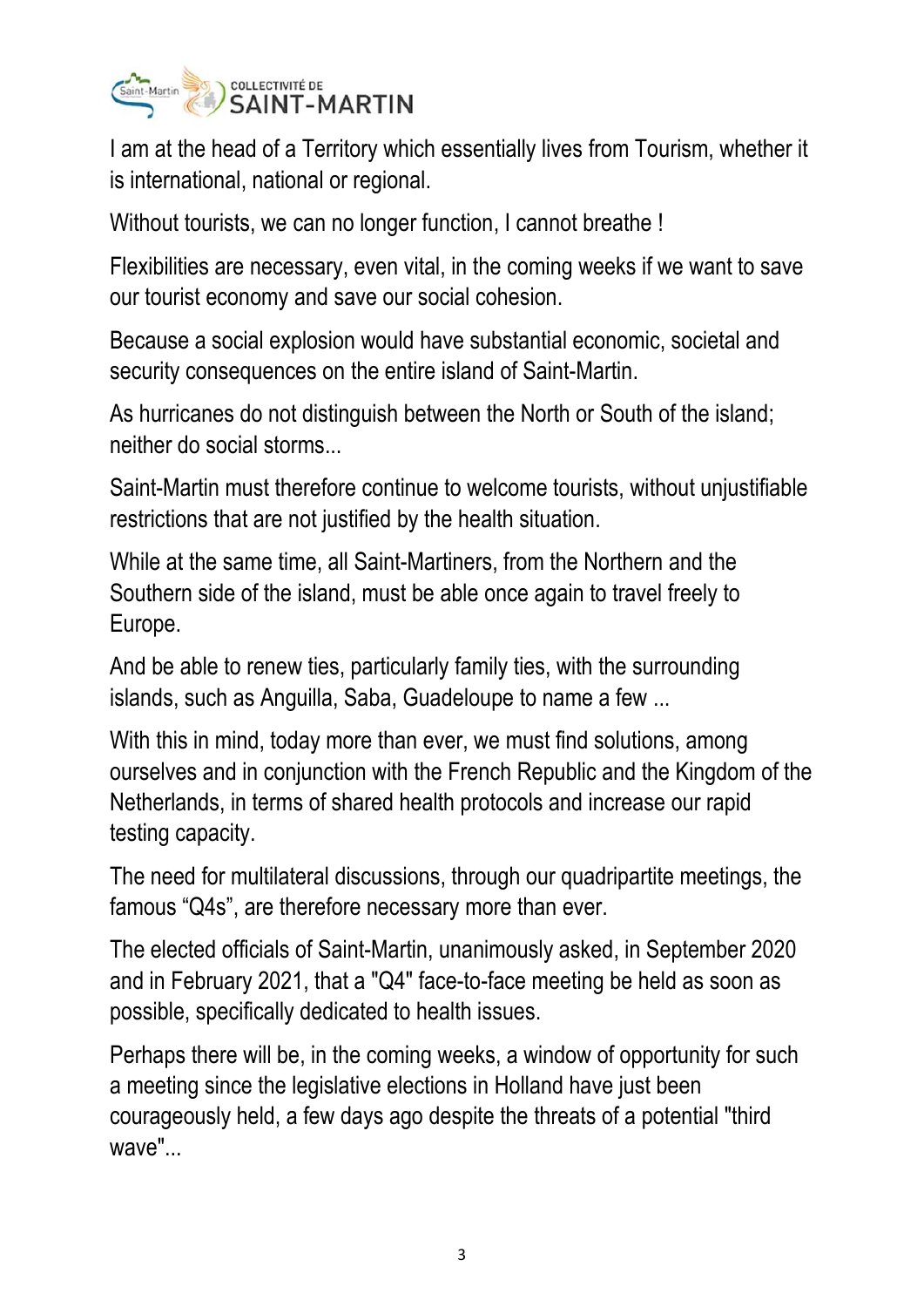I am at the head of a Territory which essentially lives from Tourism, whether it is international, national or regional.

Without tourists, we can no longer function, I cannot breathe !

Flexibilities are necessary, even vital, in the coming weeks if we want to save our tourist economy and save our social cohesion.

Because a social explosion would have substantial economic, societal and security consequences on the entire island of Saint-Martin.

As hurricanes do not distinguish between the North or South of the island; neither do social storms...

Saint-Martin must therefore continue to welcome tourists, without unjustifiable restrictions that are not justified by the health situation.

While at the same time, all Saint-Martiners, from the Northern and the Southern side of the island, must be able once again to travel freely to Europe.

And be able to renew ties, particularly family ties, with the surrounding islands, such as Anguilla, Saba, Guadeloupe to name a few ...

With this in mind, today more than ever, we must find solutions, among ourselves and in conjunction with the French Republic and the Kingdom of the Netherlands, in terms of shared health protocols and increase our rapid testing capacity.

The need for multilateral discussions, through our quadripartite meetings, the famous “Q4s”, are therefore necessary more than ever.

The elected officials of Saint-Martin, unanimously asked, in September 2020 and in February 2021, that a "Q4" face-to-face meeting be held as soon as possible, specifically dedicated to health issues.

Perhaps there will be, in the coming weeks, a window of opportunity for such a meeting since the legislative elections in Holland have just been courageously held, a few days ago despite the threats of a potential "third wave"...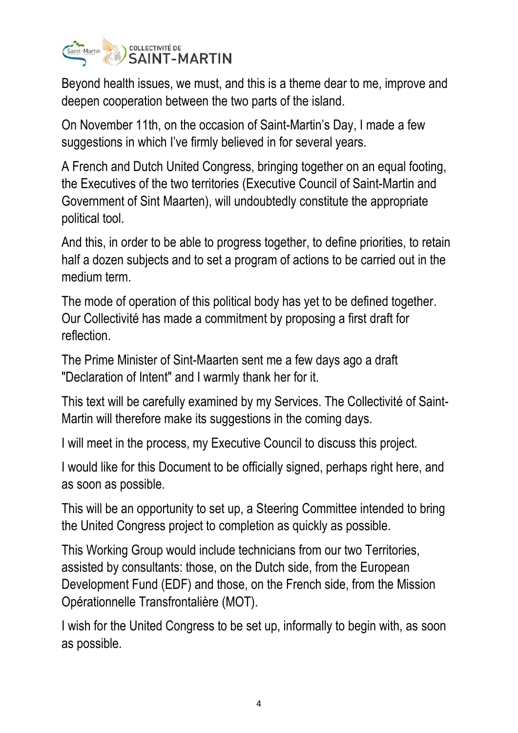Beyond health issues, we must, and this is a theme dear to me, improve and deepen cooperation between the two parts of the island.

On November 11th, on the occasion of Saint-Martin's Day, I made a few suggestions in which I've firmly believed in for several years.

A French and Dutch United Congress, bringing together on an equal footing, the Executives of the two territories (Executive Council of Saint-Martin and Government of Sint Maarten), will undoubtedly constitute the appropriate political tool.

And this, in order to be able to progress together, to define priorities, to retain half a dozen subjects and to set a program of actions to be carried out in the medium term.

The mode of operation of this political body has yet to be defined together. Our Collectivité has made a commitment by proposing a first draft for reflection.

The Prime Minister of Sint-Maarten sent me a few days ago a draft "Declaration of Intent" and I warmly thank her for it.

This text will be carefully examined by my Services. The Collectivité of Saint-Martin will therefore make its suggestions in the coming days.

I will meet in the process, my Executive Council to discuss this project.

I would like for this Document to be officially signed, perhaps right here, and as soon as possible.

This will be an opportunity to set up, a Steering Committee intended to bring the United Congress project to completion as quickly as possible.

This Working Group would include technicians from our two Territories, assisted by consultants: those, on the Dutch side, from the European Development Fund (EDF) and those, on the French side, from the Mission Opérationnelle Transfrontalière (MOT).

I wish for the United Congress to be set up, informally to begin with, as soon as possible.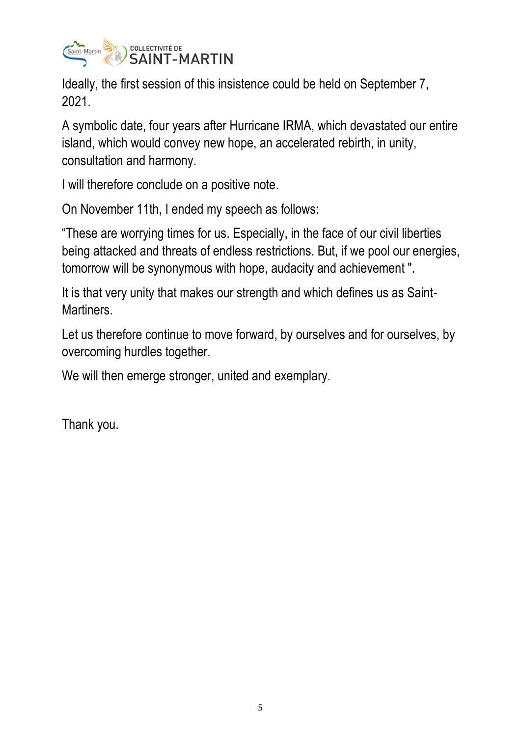Ideally, the first session of this insistence could be held on September 7, 2021.

A symbolic date, four years after Hurricane IRMA, which devastated our entire island, which would convey new hope, an accelerated rebirth, in unity, consultation and harmony.

I will therefore conclude on a positive note.

On November 11th, I ended my speech as follows:

"These are worrying times for us. Especially, in the face of our civil liberties being attacked and threats of endless restrictions. But, if we pool our energies, tomorrow will be synonymous with hope, audacity and achievement ".

It is that very unity that makes our strength and which defines us as Saint-Martiners.

Let us therefore continue to move forward, by ourselves and for ourselves, by overcoming hurdles together.

We will then emerge stronger, united and exemplary.

Thank you.